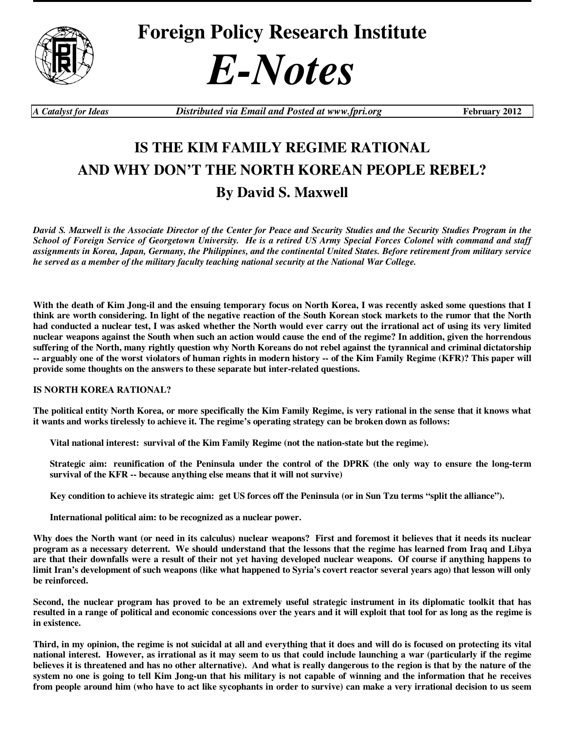# Foreign Policy Research Institute

# *E-Notes*

*A Catalyst for Ideas* | *Distributed via Email and Posted at www.fpri.org* | **February 2012**

## IS THE KIM FAMILY REGIME RATIONAL AND WHY DON'T THE NORTH KOREAN PEOPLE REBEL?

### By David S. Maxwell

***David S. Maxwell is the Associate Director of the Center for Peace and Security Studies and the Security Studies Program in the School of Foreign Service of Georgetown University. He is a retired US Army Special Forces Colonel with command and staff assignments in Korea, Japan, Germany, the Philippines, and the continental United States. Before retirement from military service he served as a member of the military faculty teaching national security at the National War College.***

**With the death of Kim Jong-il and the ensuing temporary focus on North Korea, I was recently asked some questions that I think are worth considering. In light of the negative reaction of the South Korean stock markets to the rumor that the North had conducted a nuclear test, I was asked whether the North would ever carry out the irrational act of using its very limited nuclear weapons against the South when such an action would cause the end of the regime? In addition, given the horrendous suffering of the North, many rightly question why North Koreans do not rebel against the tyrannical and criminal dictatorship -- arguably one of the worst violators of human rights in modern history -- of the Kim Family Regime (KFR)? This paper will provide some thoughts on the answers to these separate but inter-related questions.**

**IS NORTH KOREA RATIONAL?**

**The political entity North Korea, or more specifically the Kim Family Regime, is very rational in the sense that it knows what it wants and works tirelessly to achieve it. The regime's operating strategy can be broken down as follows:**

> **Vital national interest: survival of the Kim Family Regime (not the nation-state but the regime).**
>
> **Strategic aim: reunification of the Peninsula under the control of the DPRK (the only way to ensure the long-term survival of the KFR -- because anything else means that it will not survive)**
>
> **Key condition to achieve its strategic aim: get US forces off the Peninsula (or in Sun Tzu terms "split the alliance").**
>
> **International political aim: to be recognized as a nuclear power.**

**Why does the North want (or need in its calculus) nuclear weapons? First and foremost it believes that it needs its nuclear program as a necessary deterrent. We should understand that the lessons that the regime has learned from Iraq and Libya are that their downfalls were a result of their not yet having developed nuclear weapons. Of course if anything happens to limit Iran's development of such weapons (like what happened to Syria's covert reactor several years ago) that lesson will only be reinforced.**

**Second, the nuclear program has proved to be an extremely useful strategic instrument in its diplomatic toolkit that has resulted in a range of political and economic concessions over the years and it will exploit that tool for as long as the regime is in existence.**

**Third, in my opinion, the regime is not suicidal at all and everything that it does and will do is focused on protecting its vital national interest. However, as irrational as it may seem to us that could include launching a war (particularly if the regime believes it is threatened and has no other alternative). And what is really dangerous to the region is that by the nature of the system no one is going to tell Kim Jong-un that his military is not capable of winning and the information that he receives from people around him (who have to act like sycophants in order to survive) can make a very irrational decision to us seem**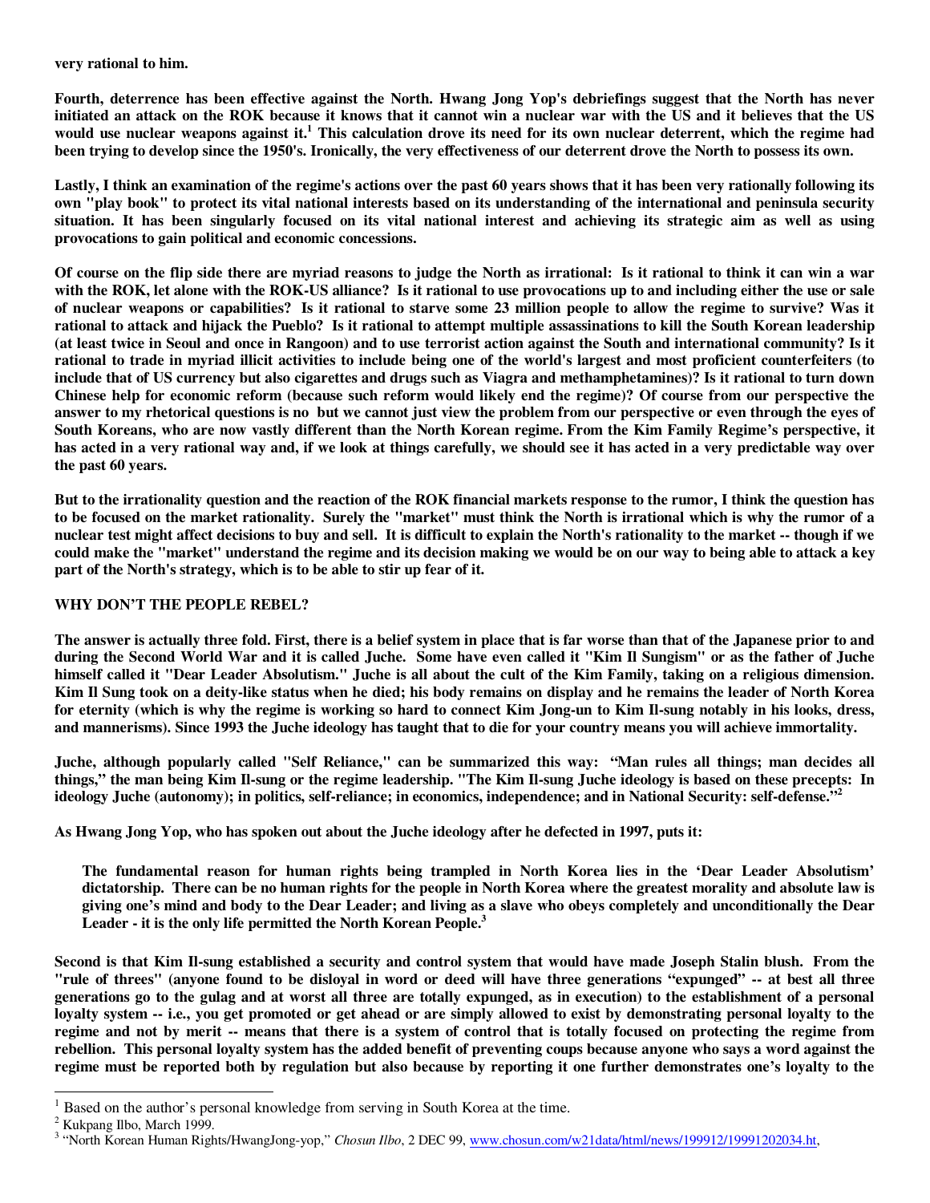**very rational to him.**

**Fourth, deterrence has been effective against the North. Hwang Jong Yop's debriefings suggest that the North has never initiated an attack on the ROK because it knows that it cannot win a nuclear war with the US and it believes that the US would use nuclear weapons against it.[1] This calculation drove its need for its own nuclear deterrent, which the regime had been trying to develop since the 1950's. Ironically, the very effectiveness of our deterrent drove the North to possess its own.**

**Lastly, I think an examination of the regime's actions over the past 60 years shows that it has been very rationally following its own "play book" to protect its vital national interests based on its understanding of the international and peninsula security situation. It has been singularly focused on its vital national interest and achieving its strategic aim as well as using provocations to gain political and economic concessions.**

**Of course on the flip side there are myriad reasons to judge the North as irrational: Is it rational to think it can win a war with the ROK, let alone with the ROK-US alliance? Is it rational to use provocations up to and including either the use or sale of nuclear weapons or capabilities? Is it rational to starve some 23 million people to allow the regime to survive? Was it rational to attack and hijack the Pueblo? Is it rational to attempt multiple assassinations to kill the South Korean leadership (at least twice in Seoul and once in Rangoon) and to use terrorist action against the South and international community? Is it rational to trade in myriad illicit activities to include being one of the world's largest and most proficient counterfeiters (to include that of US currency but also cigarettes and drugs such as Viagra and methamphetamines)? Is it rational to turn down Chinese help for economic reform (because such reform would likely end the regime)? Of course from our perspective the answer to my rhetorical questions is no but we cannot just view the problem from our perspective or even through the eyes of South Koreans, who are now vastly different than the North Korean regime. From the Kim Family Regime's perspective, it has acted in a very rational way and, if we look at things carefully, we should see it has acted in a very predictable way over the past 60 years.**

**But to the irrationality question and the reaction of the ROK financial markets response to the rumor, I think the question has to be focused on the market rationality. Surely the "market" must think the North is irrational which is why the rumor of a nuclear test might affect decisions to buy and sell. It is difficult to explain the North's rationality to the market -- though if we could make the "market" understand the regime and its decision making we would be on our way to being able to attack a key part of the North's strategy, which is to be able to stir up fear of it.**

## WHY DON'T THE PEOPLE REBEL?

**The answer is actually three fold. First, there is a belief system in place that is far worse than that of the Japanese prior to and during the Second World War and it is called Juche. Some have even called it "Kim Il Sungism" or as the father of Juche himself called it "Dear Leader Absolutism." Juche is all about the cult of the Kim Family, taking on a religious dimension. Kim Il Sung took on a deity-like status when he died; his body remains on display and he remains the leader of North Korea for eternity (which is why the regime is working so hard to connect Kim Jong-un to Kim Il-sung notably in his looks, dress, and mannerisms). Since 1993 the Juche ideology has taught that to die for your country means you will achieve immortality.**

**Juche, although popularly called "Self Reliance," can be summarized this way: "Man rules all things; man decides all things," the man being Kim Il-sung or the regime leadership. "The Kim Il-sung Juche ideology is based on these precepts: In ideology Juche (autonomy); in politics, self-reliance; in economics, independence; and in National Security: self-defense."[2]**

**As Hwang Jong Yop, who has spoken out about the Juche ideology after he defected in 1997, puts it:**

> **The fundamental reason for human rights being trampled in North Korea lies in the 'Dear Leader Absolutism' dictatorship. There can be no human rights for the people in North Korea where the greatest morality and absolute law is giving one's mind and body to the Dear Leader; and living as a slave who obeys completely and unconditionally the Dear Leader - it is the only life permitted the North Korean People.[3]**

**Second is that Kim Il-sung established a security and control system that would have made Joseph Stalin blush. From the "rule of threes" (anyone found to be disloyal in word or deed will have three generations "expunged" -- at best all three generations go to the gulag and at worst all three are totally expunged, as in execution) to the establishment of a personal loyalty system -- i.e., you get promoted or get ahead or are simply allowed to exist by demonstrating personal loyalty to the regime and not by merit -- means that there is a system of control that is totally focused on protecting the regime from rebellion. This personal loyalty system has the added benefit of preventing coups because anyone who says a word against the regime must be reported both by regulation but also because by reporting it one further demonstrates one's loyalty to the**

---

[1] Based on the author's personal knowledge from serving in South Korea at the time.

[2] Kukpang Ilbo, March 1999.

[3] "North Korean Human Rights/HwangJong-yop," *Chosun Ilbo*, 2 DEC 99, www.chosun.com/w21data/html/news/199912/19991202034.ht,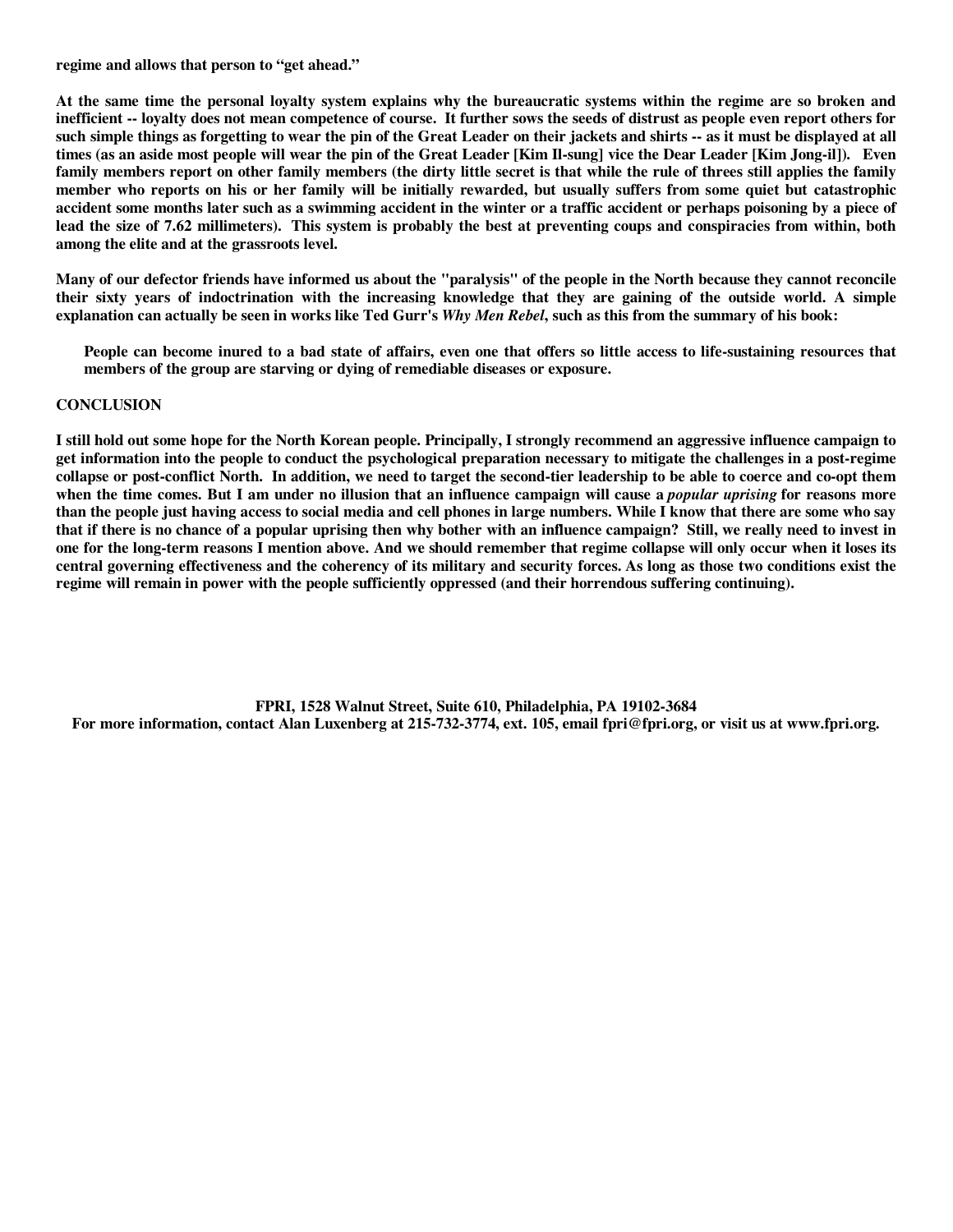**regime and allows that person to "get ahead."**

**At the same time the personal loyalty system explains why the bureaucratic systems within the regime are so broken and inefficient -- loyalty does not mean competence of course. It further sows the seeds of distrust as people even report others for such simple things as forgetting to wear the pin of the Great Leader on their jackets and shirts -- as it must be displayed at all times (as an aside most people will wear the pin of the Great Leader [Kim Il-sung] vice the Dear Leader [Kim Jong-il]). Even family members report on other family members (the dirty little secret is that while the rule of threes still applies the family member who reports on his or her family will be initially rewarded, but usually suffers from some quiet but catastrophic accident some months later such as a swimming accident in the winter or a traffic accident or perhaps poisoning by a piece of lead the size of 7.62 millimeters). This system is probably the best at preventing coups and conspiracies from within, both among the elite and at the grassroots level.**

**Many of our defector friends have informed us about the "paralysis" of the people in the North because they cannot reconcile their sixty years of indoctrination with the increasing knowledge that they are gaining of the outside world. A simple explanation can actually be seen in works like Ted Gurr's *Why Men Rebel*, such as this from the summary of his book:**

> **People can become inured to a bad state of affairs, even one that offers so little access to life-sustaining resources that members of the group are starving or dying of remediable diseases or exposure.**

## CONCLUSION

**I still hold out some hope for the North Korean people. Principally, I strongly recommend an aggressive influence campaign to get information into the people to conduct the psychological preparation necessary to mitigate the challenges in a post-regime collapse or post-conflict North. In addition, we need to target the second-tier leadership to be able to coerce and co-opt them when the time comes. But I am under no illusion that an influence campaign will cause a *popular uprising* for reasons more than the people just having access to social media and cell phones in large numbers. While I know that there are some who say that if there is no chance of a popular uprising then why bother with an influence campaign? Still, we really need to invest in one for the long-term reasons I mention above. And we should remember that regime collapse will only occur when it loses its central governing effectiveness and the coherency of its military and security forces. As long as those two conditions exist the regime will remain in power with the people sufficiently oppressed (and their horrendous suffering continuing).**

**FPRI, 1528 Walnut Street, Suite 610, Philadelphia, PA 19102-3684**
**For more information, contact Alan Luxenberg at 215-732-3774, ext. 105, email fpri@fpri.org, or visit us at www.fpri.org.**